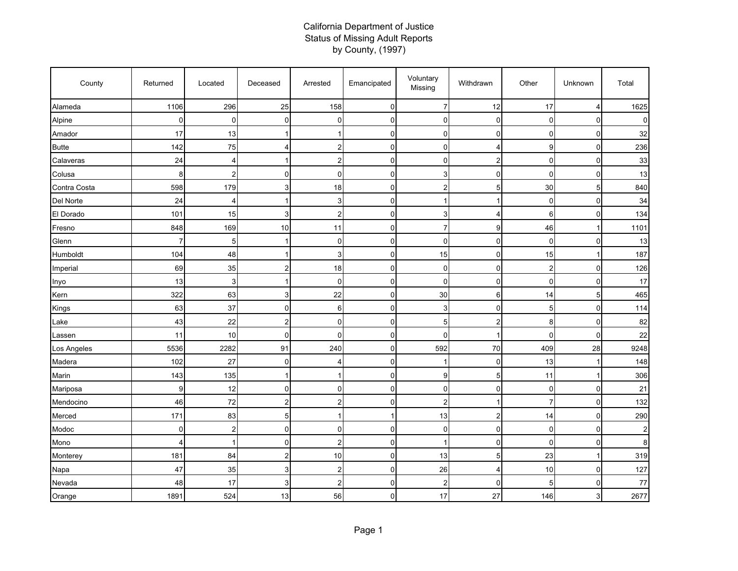# California Department of Justice
## Status of Missing Adult Reports
## by County, (1997)

| County | Returned | Located | Deceased | Arrested | Emancipated | Voluntary Missing | Withdrawn | Other | Unknown | Total |
|---|---|---|---|---|---|---|---|---|---|---|
| Alameda | 1106 | 296 | 25 | 158 | 0 | 7 | 12 | 17 | 4 | 1625 |
| Alpine | 0 | 0 | 0 | 0 | 0 | 0 | 0 | 0 | 0 | 0 |
| Amador | 17 | 13 | 1 | 1 | 0 | 0 | 0 | 0 | 0 | 32 |
| Butte | 142 | 75 | 4 | 2 | 0 | 0 | 4 | 9 | 0 | 236 |
| Calaveras | 24 | 4 | 1 | 2 | 0 | 0 | 2 | 0 | 0 | 33 |
| Colusa | 8 | 2 | 0 | 0 | 0 | 3 | 0 | 0 | 0 | 13 |
| Contra Costa | 598 | 179 | 3 | 18 | 0 | 2 | 5 | 30 | 5 | 840 |
| Del Norte | 24 | 4 | 1 | 3 | 0 | 1 | 1 | 0 | 0 | 34 |
| El Dorado | 101 | 15 | 3 | 2 | 0 | 3 | 4 | 6 | 0 | 134 |
| Fresno | 848 | 169 | 10 | 11 | 0 | 7 | 9 | 46 | 1 | 1101 |
| Glenn | 7 | 5 | 1 | 0 | 0 | 0 | 0 | 0 | 0 | 13 |
| Humboldt | 104 | 48 | 1 | 3 | 0 | 15 | 0 | 15 | 1 | 187 |
| Imperial | 69 | 35 | 2 | 18 | 0 | 0 | 0 | 2 | 0 | 126 |
| Inyo | 13 | 3 | 1 | 0 | 0 | 0 | 0 | 0 | 0 | 17 |
| Kern | 322 | 63 | 3 | 22 | 0 | 30 | 6 | 14 | 5 | 465 |
| Kings | 63 | 37 | 0 | 6 | 0 | 3 | 0 | 5 | 0 | 114 |
| Lake | 43 | 22 | 2 | 0 | 0 | 5 | 2 | 8 | 0 | 82 |
| Lassen | 11 | 10 | 0 | 0 | 0 | 0 | 1 | 0 | 0 | 22 |
| Los Angeles | 5536 | 2282 | 91 | 240 | 0 | 592 | 70 | 409 | 28 | 9248 |
| Madera | 102 | 27 | 0 | 4 | 0 | 1 | 0 | 13 | 1 | 148 |
| Marin | 143 | 135 | 1 | 1 | 0 | 9 | 5 | 11 | 1 | 306 |
| Mariposa | 9 | 12 | 0 | 0 | 0 | 0 | 0 | 0 | 0 | 21 |
| Mendocino | 46 | 72 | 2 | 2 | 0 | 2 | 1 | 7 | 0 | 132 |
| Merced | 171 | 83 | 5 | 1 | 1 | 13 | 2 | 14 | 0 | 290 |
| Modoc | 0 | 2 | 0 | 0 | 0 | 0 | 0 | 0 | 0 | 2 |
| Mono | 4 | 1 | 0 | 2 | 0 | 1 | 0 | 0 | 0 | 8 |
| Monterey | 181 | 84 | 2 | 10 | 0 | 13 | 5 | 23 | 1 | 319 |
| Napa | 47 | 35 | 3 | 2 | 0 | 26 | 4 | 10 | 0 | 127 |
| Nevada | 48 | 17 | 3 | 2 | 0 | 2 | 0 | 5 | 0 | 77 |
| Orange | 1891 | 524 | 13 | 56 | 0 | 17 | 27 | 146 | 3 | 2677 |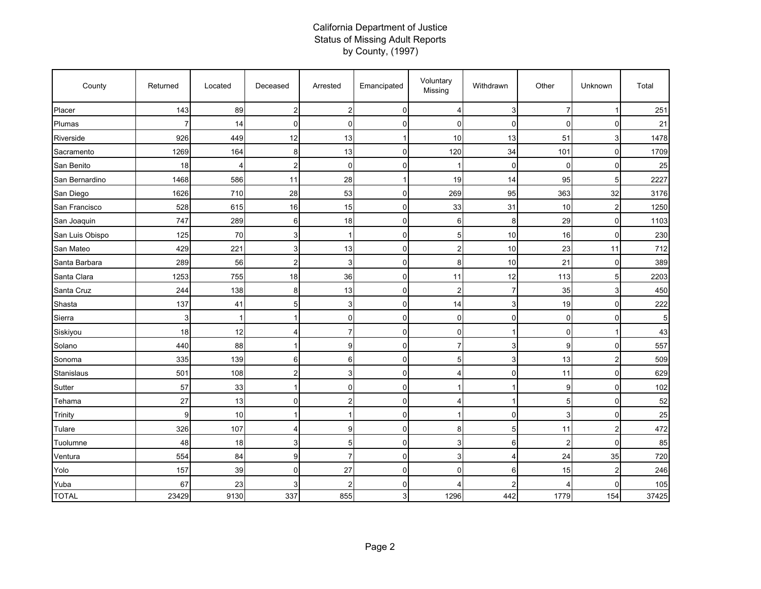California Department of Justice
Status of Missing Adult Reports
by County, (1997)

| County | Returned | Located | Deceased | Arrested | Emancipated | Voluntary Missing | Withdrawn | Other | Unknown | Total |
|---|---|---|---|---|---|---|---|---|---|---|
| Placer | 143 | 89 | 2 | 2 | 0 | 4 | 3 | 7 | 1 | 251 |
| Plumas | 7 | 14 | 0 | 0 | 0 | 0 | 0 | 0 | 0 | 21 |
| Riverside | 926 | 449 | 12 | 13 | 1 | 10 | 13 | 51 | 3 | 1478 |
| Sacramento | 1269 | 164 | 8 | 13 | 0 | 120 | 34 | 101 | 0 | 1709 |
| San Benito | 18 | 4 | 2 | 0 | 0 | 1 | 0 | 0 | 0 | 25 |
| San Bernardino | 1468 | 586 | 11 | 28 | 1 | 19 | 14 | 95 | 5 | 2227 |
| San Diego | 1626 | 710 | 28 | 53 | 0 | 269 | 95 | 363 | 32 | 3176 |
| San Francisco | 528 | 615 | 16 | 15 | 0 | 33 | 31 | 10 | 2 | 1250 |
| San Joaquin | 747 | 289 | 6 | 18 | 0 | 6 | 8 | 29 | 0 | 1103 |
| San Luis Obispo | 125 | 70 | 3 | 1 | 0 | 5 | 10 | 16 | 0 | 230 |
| San Mateo | 429 | 221 | 3 | 13 | 0 | 2 | 10 | 23 | 11 | 712 |
| Santa Barbara | 289 | 56 | 2 | 3 | 0 | 8 | 10 | 21 | 0 | 389 |
| Santa Clara | 1253 | 755 | 18 | 36 | 0 | 11 | 12 | 113 | 5 | 2203 |
| Santa Cruz | 244 | 138 | 8 | 13 | 0 | 2 | 7 | 35 | 3 | 450 |
| Shasta | 137 | 41 | 5 | 3 | 0 | 14 | 3 | 19 | 0 | 222 |
| Sierra | 3 | 1 | 1 | 0 | 0 | 0 | 0 | 0 | 0 | 5 |
| Siskiyou | 18 | 12 | 4 | 7 | 0 | 0 | 1 | 0 | 1 | 43 |
| Solano | 440 | 88 | 1 | 9 | 0 | 7 | 3 | 9 | 0 | 557 |
| Sonoma | 335 | 139 | 6 | 6 | 0 | 5 | 3 | 13 | 2 | 509 |
| Stanislaus | 501 | 108 | 2 | 3 | 0 | 4 | 0 | 11 | 0 | 629 |
| Sutter | 57 | 33 | 1 | 0 | 0 | 1 | 1 | 9 | 0 | 102 |
| Tehama | 27 | 13 | 0 | 2 | 0 | 4 | 1 | 5 | 0 | 52 |
| Trinity | 9 | 10 | 1 | 1 | 0 | 1 | 0 | 3 | 0 | 25 |
| Tulare | 326 | 107 | 4 | 9 | 0 | 8 | 5 | 11 | 2 | 472 |
| Tuolumne | 48 | 18 | 3 | 5 | 0 | 3 | 6 | 2 | 0 | 85 |
| Ventura | 554 | 84 | 9 | 7 | 0 | 3 | 4 | 24 | 35 | 720 |
| Yolo | 157 | 39 | 0 | 27 | 0 | 0 | 6 | 15 | 2 | 246 |
| Yuba | 67 | 23 | 3 | 2 | 0 | 4 | 2 | 4 | 0 | 105 |
| TOTAL | 23429 | 9130 | 337 | 855 | 3 | 1296 | 442 | 1779 | 154 | 37425 |